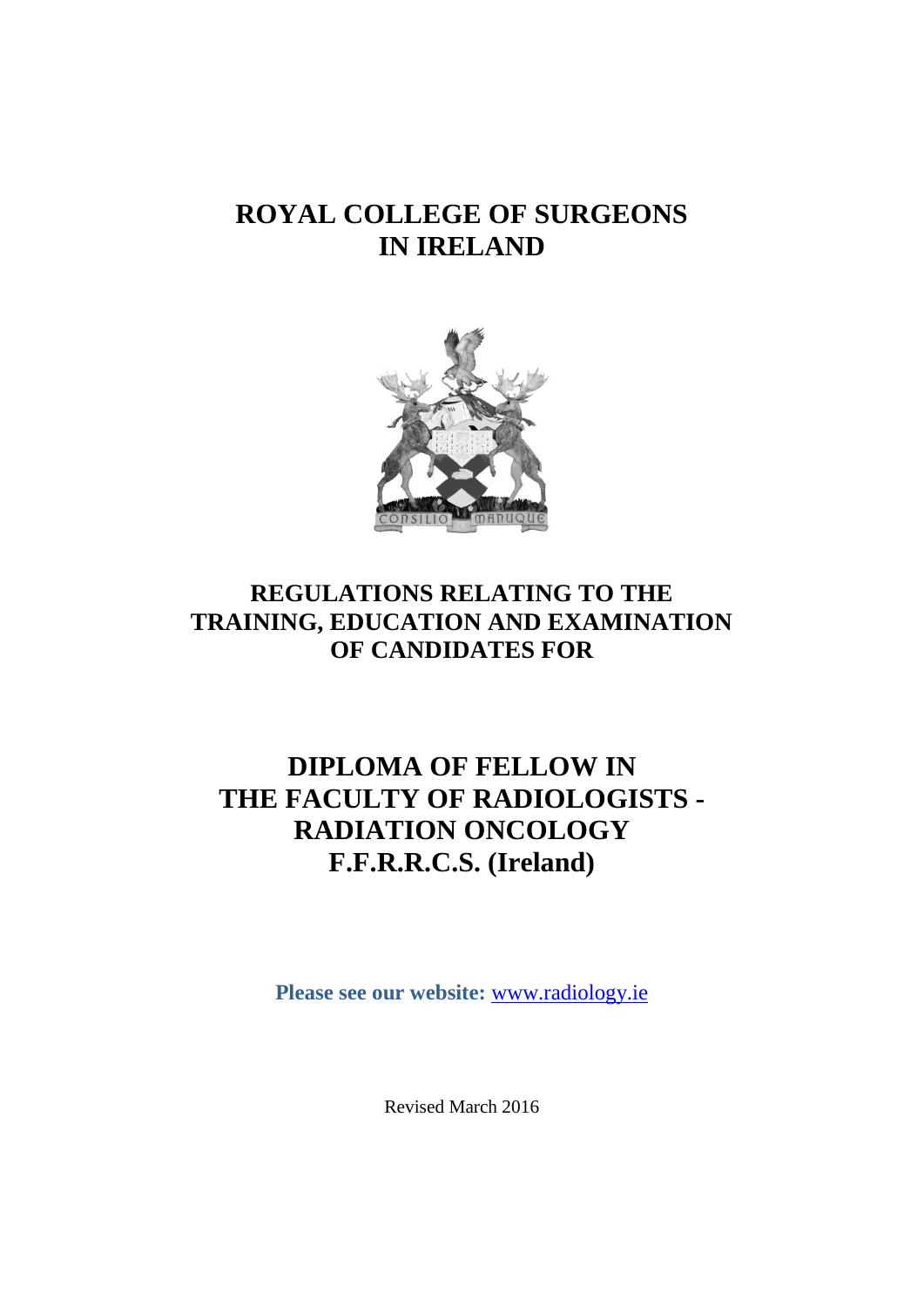# ROYAL COLLEGE OF SURGEONS IN IRELAND

CONSILIO MANUQUE

## REGULATIONS RELATING TO THE TRAINING, EDUCATION AND EXAMINATION OF CANDIDATES FOR

# DIPLOMA OF FELLOW IN THE FACULTY OF RADIOLOGISTS - RADIATION ONCOLOGY F.F.R.R.C.S. (Ireland)

**Please see our website:** [www.radiology.ie](www.radiology.ie)

Revised March 2016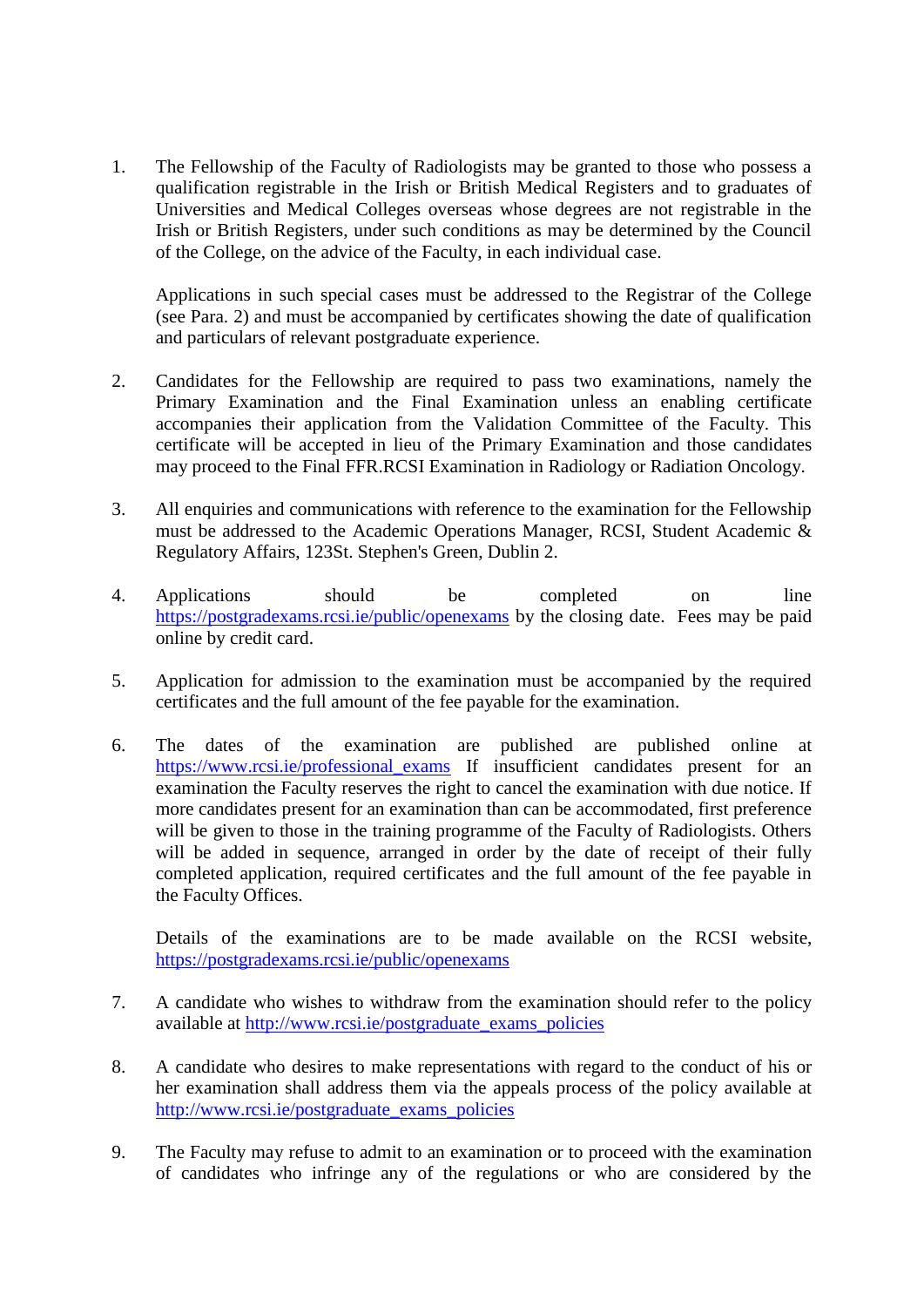1. The Fellowship of the Faculty of Radiologists may be granted to those who possess a qualification registrable in the Irish or British Medical Registers and to graduates of Universities and Medical Colleges overseas whose degrees are not registrable in the Irish or British Registers, under such conditions as may be determined by the Council of the College, on the advice of the Faculty, in each individual case.

   Applications in such special cases must be addressed to the Registrar of the College (see Para. 2) and must be accompanied by certificates showing the date of qualification and particulars of relevant postgraduate experience.

2. Candidates for the Fellowship are required to pass two examinations, namely the Primary Examination and the Final Examination unless an enabling certificate accompanies their application from the Validation Committee of the Faculty. This certificate will be accepted in lieu of the Primary Examination and those candidates may proceed to the Final FFR.RCSI Examination in Radiology or Radiation Oncology.

3. All enquiries and communications with reference to the examination for the Fellowship must be addressed to the Academic Operations Manager, RCSI, Student Academic & Regulatory Affairs, 123St. Stephen's Green, Dublin 2.

4. Applications should be completed on line https://postgradexams.rcsi.ie/public/openexams by the closing date. Fees may be paid online by credit card.

5. Application for admission to the examination must be accompanied by the required certificates and the full amount of the fee payable for the examination.

6. The dates of the examination are published are published online at https://www.rcsi.ie/professional_exams If insufficient candidates present for an examination the Faculty reserves the right to cancel the examination with due notice. If more candidates present for an examination than can be accommodated, first preference will be given to those in the training programme of the Faculty of Radiologists. Others will be added in sequence, arranged in order by the date of receipt of their fully completed application, required certificates and the full amount of the fee payable in the Faculty Offices.

   Details of the examinations are to be made available on the RCSI website, https://postgradexams.rcsi.ie/public/openexams

7. A candidate who wishes to withdraw from the examination should refer to the policy available at http://www.rcsi.ie/postgraduate_exams_policies

8. A candidate who desires to make representations with regard to the conduct of his or her examination shall address them via the appeals process of the policy available at http://www.rcsi.ie/postgraduate_exams_policies

9. The Faculty may refuse to admit to an examination or to proceed with the examination of candidates who infringe any of the regulations or who are considered by the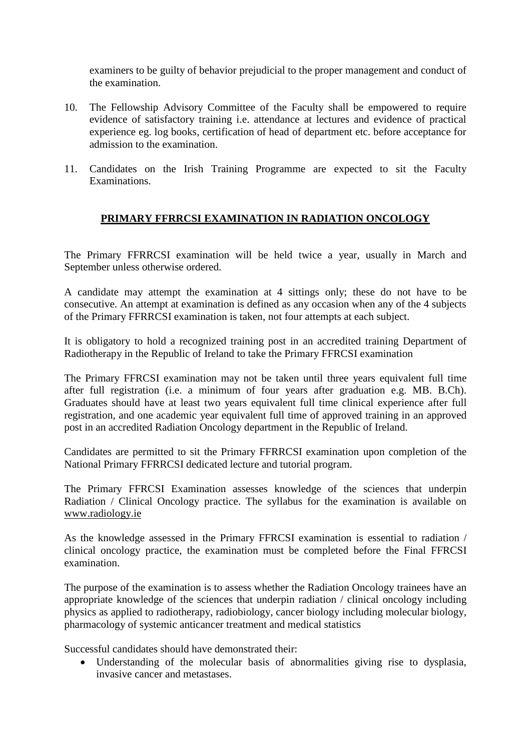examiners to be guilty of behavior prejudicial to the proper management and conduct of the examination.

10. The Fellowship Advisory Committee of the Faculty shall be empowered to require evidence of satisfactory training i.e. attendance at lectures and evidence of practical experience eg. log books, certification of head of department etc. before acceptance for admission to the examination.

11. Candidates on the Irish Training Programme are expected to sit the Faculty Examinations.

## PRIMARY FFRRCSI EXAMINATION IN RADIATION ONCOLOGY

The Primary FFRRCSI examination will be held twice a year, usually in March and September unless otherwise ordered.

A candidate may attempt the examination at 4 sittings only; these do not have to be consecutive. An attempt at examination is defined as any occasion when any of the 4 subjects of the Primary FFRRCSI examination is taken, not four attempts at each subject.

It is obligatory to hold a recognized training post in an accredited training Department of Radiotherapy in the Republic of Ireland to take the Primary FFRCSI examination

The Primary FFRCSI examination may not be taken until three years equivalent full time after full registration (i.e. a minimum of four years after graduation e.g. MB. B.Ch). Graduates should have at least two years equivalent full time clinical experience after full registration, and one academic year equivalent full time of approved training in an approved post in an accredited Radiation Oncology department in the Republic of Ireland.

Candidates are permitted to sit the Primary FFRRCSI examination upon completion of the National Primary FFRRCSI dedicated lecture and tutorial program.

The Primary FFRCSI Examination assesses knowledge of the sciences that underpin Radiation / Clinical Oncology practice. The syllabus for the examination is available on www.radiology.ie

As the knowledge assessed in the Primary FFRCSI examination is essential to radiation / clinical oncology practice, the examination must be completed before the Final FFRCSI examination.

The purpose of the examination is to assess whether the Radiation Oncology trainees have an appropriate knowledge of the sciences that underpin radiation / clinical oncology including physics as applied to radiotherapy, radiobiology, cancer biology including molecular biology, pharmacology of systemic anticancer treatment and medical statistics

Successful candidates should have demonstrated their:

- Understanding of the molecular basis of abnormalities giving rise to dysplasia, invasive cancer and metastases.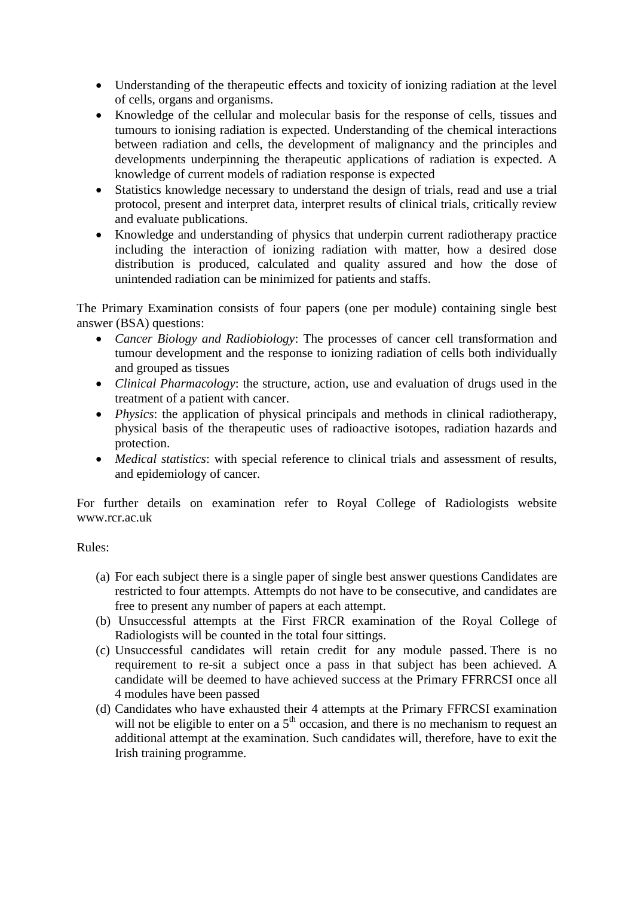- Understanding of the therapeutic effects and toxicity of ionizing radiation at the level of cells, organs and organisms.
- Knowledge of the cellular and molecular basis for the response of cells, tissues and tumours to ionising radiation is expected. Understanding of the chemical interactions between radiation and cells, the development of malignancy and the principles and developments underpinning the therapeutic applications of radiation is expected. A knowledge of current models of radiation response is expected
- Statistics knowledge necessary to understand the design of trials, read and use a trial protocol, present and interpret data, interpret results of clinical trials, critically review and evaluate publications.
- Knowledge and understanding of physics that underpin current radiotherapy practice including the interaction of ionizing radiation with matter, how a desired dose distribution is produced, calculated and quality assured and how the dose of unintended radiation can be minimized for patients and staffs.

The Primary Examination consists of four papers (one per module) containing single best answer (BSA) questions:

- *Cancer Biology and Radiobiology*: The processes of cancer cell transformation and tumour development and the response to ionizing radiation of cells both individually and grouped as tissues
- *Clinical Pharmacology*: the structure, action, use and evaluation of drugs used in the treatment of a patient with cancer.
- *Physics*: the application of physical principals and methods in clinical radiotherapy, physical basis of the therapeutic uses of radioactive isotopes, radiation hazards and protection.
- *Medical statistics*: with special reference to clinical trials and assessment of results, and epidemiology of cancer.

For further details on examination refer to Royal College of Radiologists website www.rcr.ac.uk

Rules:

(a) For each subject there is a single paper of single best answer questions Candidates are restricted to four attempts. Attempts do not have to be consecutive, and candidates are free to present any number of papers at each attempt.

(b) Unsuccessful attempts at the First FRCR examination of the Royal College of Radiologists will be counted in the total four sittings.

(c) Unsuccessful candidates will retain credit for any module passed. There is no requirement to re-sit a subject once a pass in that subject has been achieved. A candidate will be deemed to have achieved success at the Primary FFRRCSI once all 4 modules have been passed

(d) Candidates who have exhausted their 4 attempts at the Primary FFRCSI examination will not be eligible to enter on a 5th occasion, and there is no mechanism to request an additional attempt at the examination. Such candidates will, therefore, have to exit the Irish training programme.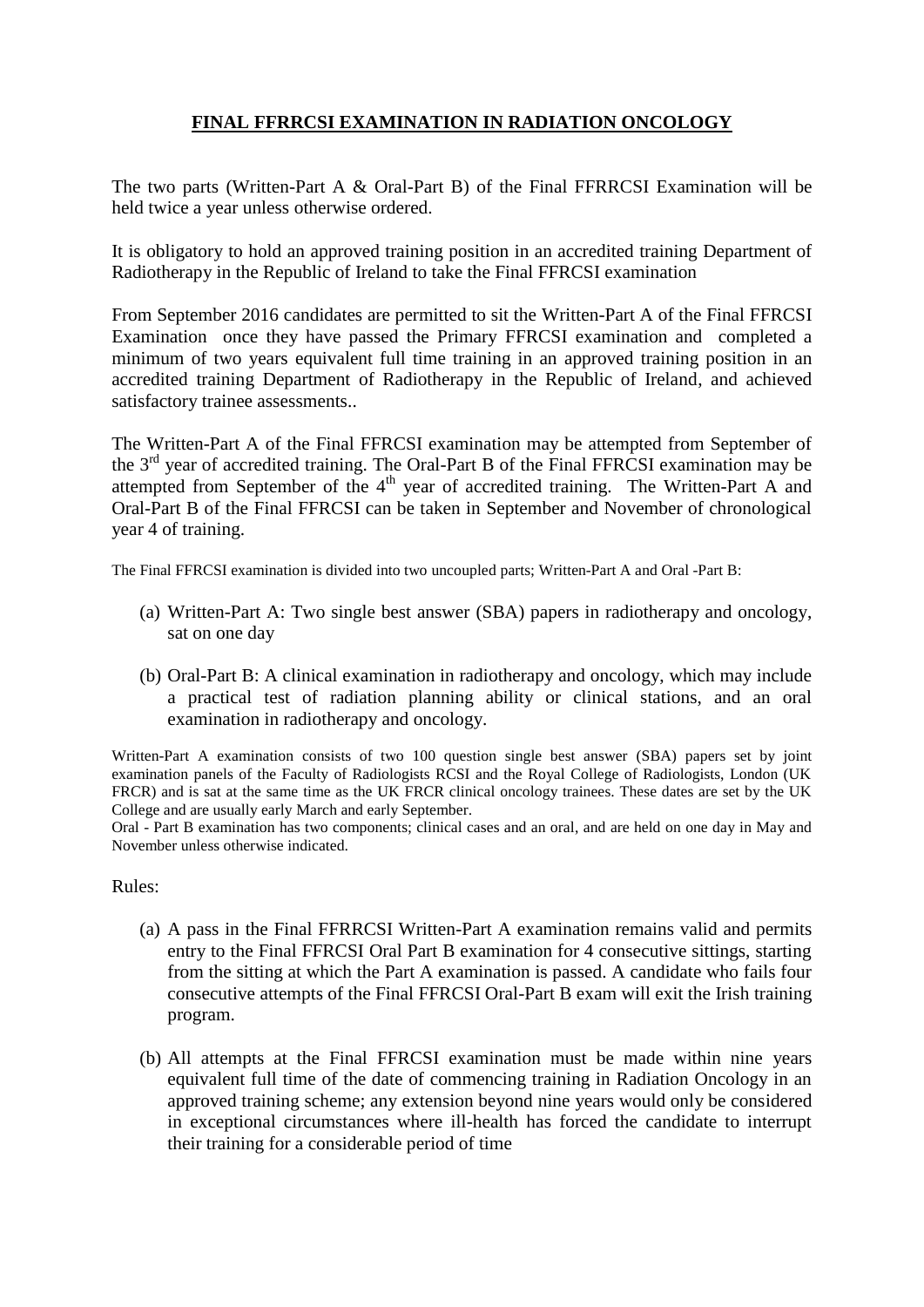# FINAL FFRRCSI EXAMINATION IN RADIATION ONCOLOGY

The two parts (Written-Part A & Oral-Part B) of the Final FFRRCSI Examination will be held twice a year unless otherwise ordered.

It is obligatory to hold an approved training position in an accredited training Department of Radiotherapy in the Republic of Ireland to take the Final FFRCSI examination

From September 2016 candidates are permitted to sit the Written-Part A of the Final FFRCSI Examination once they have passed the Primary FFRCSI examination and completed a minimum of two years equivalent full time training in an approved training position in an accredited training Department of Radiotherapy in the Republic of Ireland, and achieved satisfactory trainee assessments..

The Written-Part A of the Final FFRCSI examination may be attempted from September of the 3rd year of accredited training. The Oral-Part B of the Final FFRCSI examination may be attempted from September of the 4th year of accredited training. The Written-Part A and Oral-Part B of the Final FFRCSI can be taken in September and November of chronological year 4 of training.

The Final FFRCSI examination is divided into two uncoupled parts; Written-Part A and Oral -Part B:

(a) Written-Part A: Two single best answer (SBA) papers in radiotherapy and oncology, sat on one day

(b) Oral-Part B: A clinical examination in radiotherapy and oncology, which may include a practical test of radiation planning ability or clinical stations, and an oral examination in radiotherapy and oncology.

Written-Part A examination consists of two 100 question single best answer (SBA) papers set by joint examination panels of the Faculty of Radiologists RCSI and the Royal College of Radiologists, London (UK FRCR) and is sat at the same time as the UK FRCR clinical oncology trainees. These dates are set by the UK College and are usually early March and early September.

Oral - Part B examination has two components; clinical cases and an oral, and are held on one day in May and November unless otherwise indicated.

Rules:

(a) A pass in the Final FFRRCSI Written-Part A examination remains valid and permits entry to the Final FFRCSI Oral Part B examination for 4 consecutive sittings, starting from the sitting at which the Part A examination is passed. A candidate who fails four consecutive attempts of the Final FFRCSI Oral-Part B exam will exit the Irish training program.

(b) All attempts at the Final FFRCSI examination must be made within nine years equivalent full time of the date of commencing training in Radiation Oncology in an approved training scheme; any extension beyond nine years would only be considered in exceptional circumstances where ill-health has forced the candidate to interrupt their training for a considerable period of time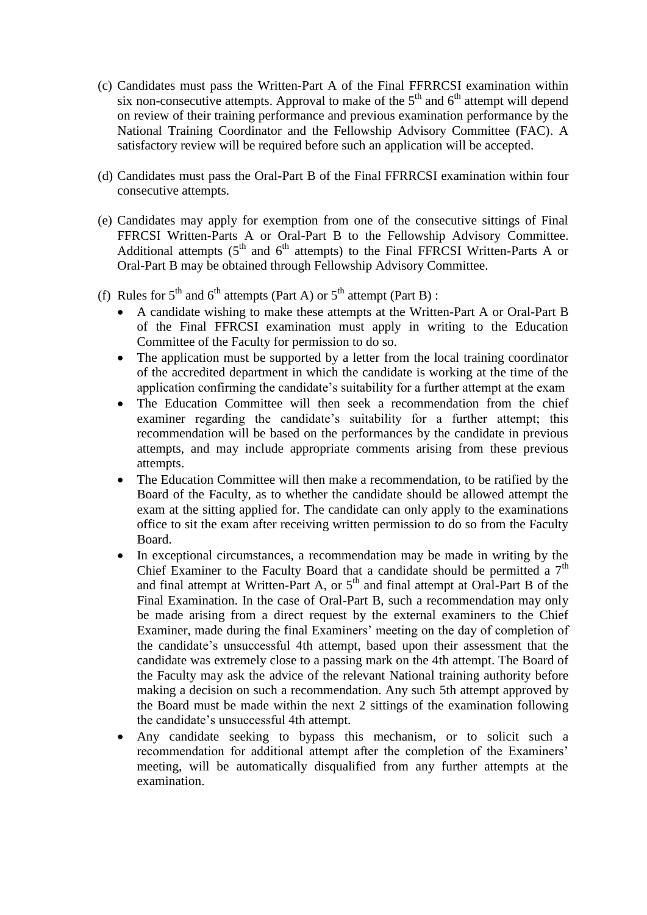(c) Candidates must pass the Written-Part A of the Final FFRRCSI examination within six non-consecutive attempts. Approval to make of the 5th and 6th attempt will depend on review of their training performance and previous examination performance by the National Training Coordinator and the Fellowship Advisory Committee (FAC). A satisfactory review will be required before such an application will be accepted.

(d) Candidates must pass the Oral-Part B of the Final FFRRCSI examination within four consecutive attempts.

(e) Candidates may apply for exemption from one of the consecutive sittings of Final FFRCSI Written-Parts A or Oral-Part B to the Fellowship Advisory Committee. Additional attempts (5th and 6th attempts) to the Final FFRCSI Written-Parts A or Oral-Part B may be obtained through Fellowship Advisory Committee.

(f) Rules for 5th and 6th attempts (Part A) or 5th attempt (Part B) :

- A candidate wishing to make these attempts at the Written-Part A or Oral-Part B of the Final FFRCSI examination must apply in writing to the Education Committee of the Faculty for permission to do so.
- The application must be supported by a letter from the local training coordinator of the accredited department in which the candidate is working at the time of the application confirming the candidate's suitability for a further attempt at the exam
- The Education Committee will then seek a recommendation from the chief examiner regarding the candidate's suitability for a further attempt; this recommendation will be based on the performances by the candidate in previous attempts, and may include appropriate comments arising from these previous attempts.
- The Education Committee will then make a recommendation, to be ratified by the Board of the Faculty, as to whether the candidate should be allowed attempt the exam at the sitting applied for. The candidate can only apply to the examinations office to sit the exam after receiving written permission to do so from the Faculty Board.
- In exceptional circumstances, a recommendation may be made in writing by the Chief Examiner to the Faculty Board that a candidate should be permitted a 7th and final attempt at Written-Part A, or 5th and final attempt at Oral-Part B of the Final Examination. In the case of Oral-Part B, such a recommendation may only be made arising from a direct request by the external examiners to the Chief Examiner, made during the final Examiners' meeting on the day of completion of the candidate's unsuccessful 4th attempt, based upon their assessment that the candidate was extremely close to a passing mark on the 4th attempt. The Board of the Faculty may ask the advice of the relevant National training authority before making a decision on such a recommendation. Any such 5th attempt approved by the Board must be made within the next 2 sittings of the examination following the candidate's unsuccessful 4th attempt.
- Any candidate seeking to bypass this mechanism, or to solicit such a recommendation for additional attempt after the completion of the Examiners' meeting, will be automatically disqualified from any further attempts at the examination.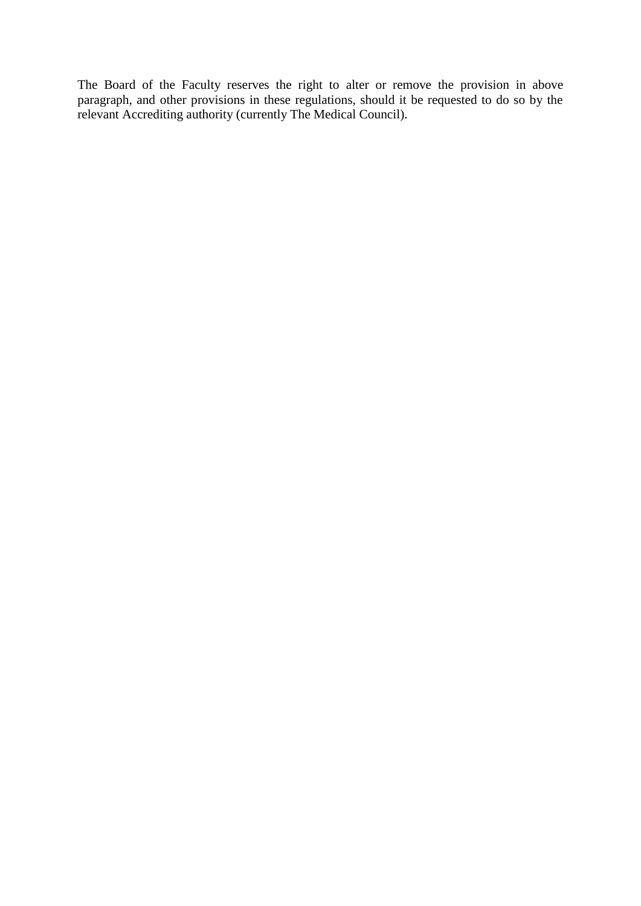The Board of the Faculty reserves the right to alter or remove the provision in above paragraph, and other provisions in these regulations, should it be requested to do so by the relevant Accrediting authority (currently The Medical Council).